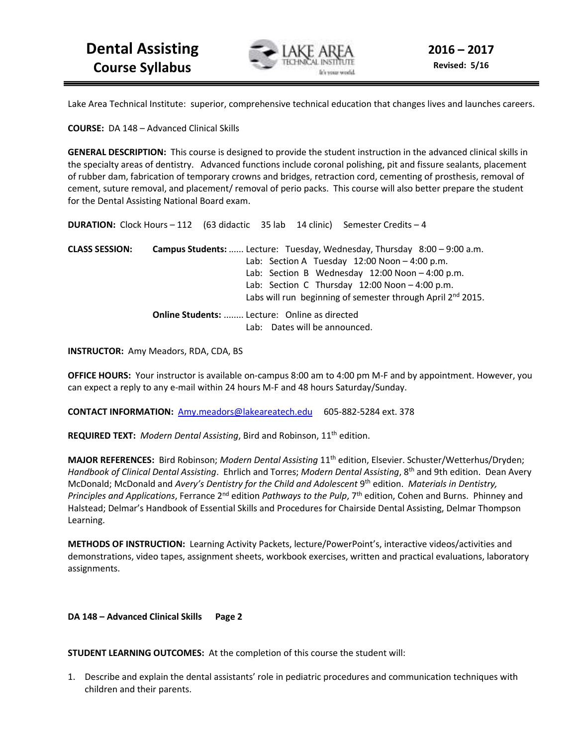# Dental Assisting Course Syllabus

**2016 – 2017**
**Revised: 5/16**

Lake Area Technical Institute: superior, comprehensive technical education that changes lives and launches careers.

**COURSE:** DA 148 – Advanced Clinical Skills

**GENERAL DESCRIPTION:** This course is designed to provide the student instruction in the advanced clinical skills in the specialty areas of dentistry. Advanced functions include coronal polishing, pit and fissure sealants, placement of rubber dam, fabrication of temporary crowns and bridges, retraction cord, cementing of prosthesis, removal of cement, suture removal, and placement/ removal of perio packs. This course will also better prepare the student for the Dental Assisting National Board exam.

**DURATION:** Clock Hours – 112 (63 didactic 35 lab 14 clinic) Semester Credits – 4

**CLASS SESSION:**

**Campus Students:** ...... Lecture: Tuesday, Wednesday, Thursday 8:00 – 9:00 a.m.
Lab: Section A Tuesday 12:00 Noon – 4:00 p.m.
Lab: Section B Wednesday 12:00 Noon – 4:00 p.m.
Lab: Section C Thursday 12:00 Noon – 4:00 p.m.
Labs will run beginning of semester through April 2nd 2015.

**Online Students:** ........ Lecture: Online as directed
Lab: Dates will be announced.

**INSTRUCTOR:** Amy Meadors, RDA, CDA, BS

**OFFICE HOURS:** Your instructor is available on-campus 8:00 am to 4:00 pm M-F and by appointment. However, you can expect a reply to any e-mail within 24 hours M-F and 48 hours Saturday/Sunday.

**CONTACT INFORMATION:** Amy.meadors@lakeareatech.edu 605-882-5284 ext. 378

**REQUIRED TEXT:** *Modern Dental Assisting*, Bird and Robinson, 11th edition.

**MAJOR REFERENCES:** Bird Robinson; *Modern Dental Assisting* 11th edition, Elsevier. Schuster/Wetterhus/Dryden; *Handbook of Clinical Dental Assisting*. Ehrlich and Torres; *Modern Dental Assisting*, 8th and 9th edition. Dean Avery McDonald; McDonald and *Avery's Dentistry for the Child and Adolescent* 9th edition. *Materials in Dentistry, Principles and Applications*, Ferrance 2nd edition *Pathways to the Pulp*, 7th edition, Cohen and Burns. Phinney and Halstead; Delmar's Handbook of Essential Skills and Procedures for Chairside Dental Assisting, Delmar Thompson Learning.

**METHODS OF INSTRUCTION:** Learning Activity Packets, lecture/PowerPoint's, interactive videos/activities and demonstrations, video tapes, assignment sheets, workbook exercises, written and practical evaluations, laboratory assignments.

**STUDENT LEARNING OUTCOMES:** At the completion of this course the student will:

1. Describe and explain the dental assistants' role in pediatric procedures and communication techniques with children and their parents.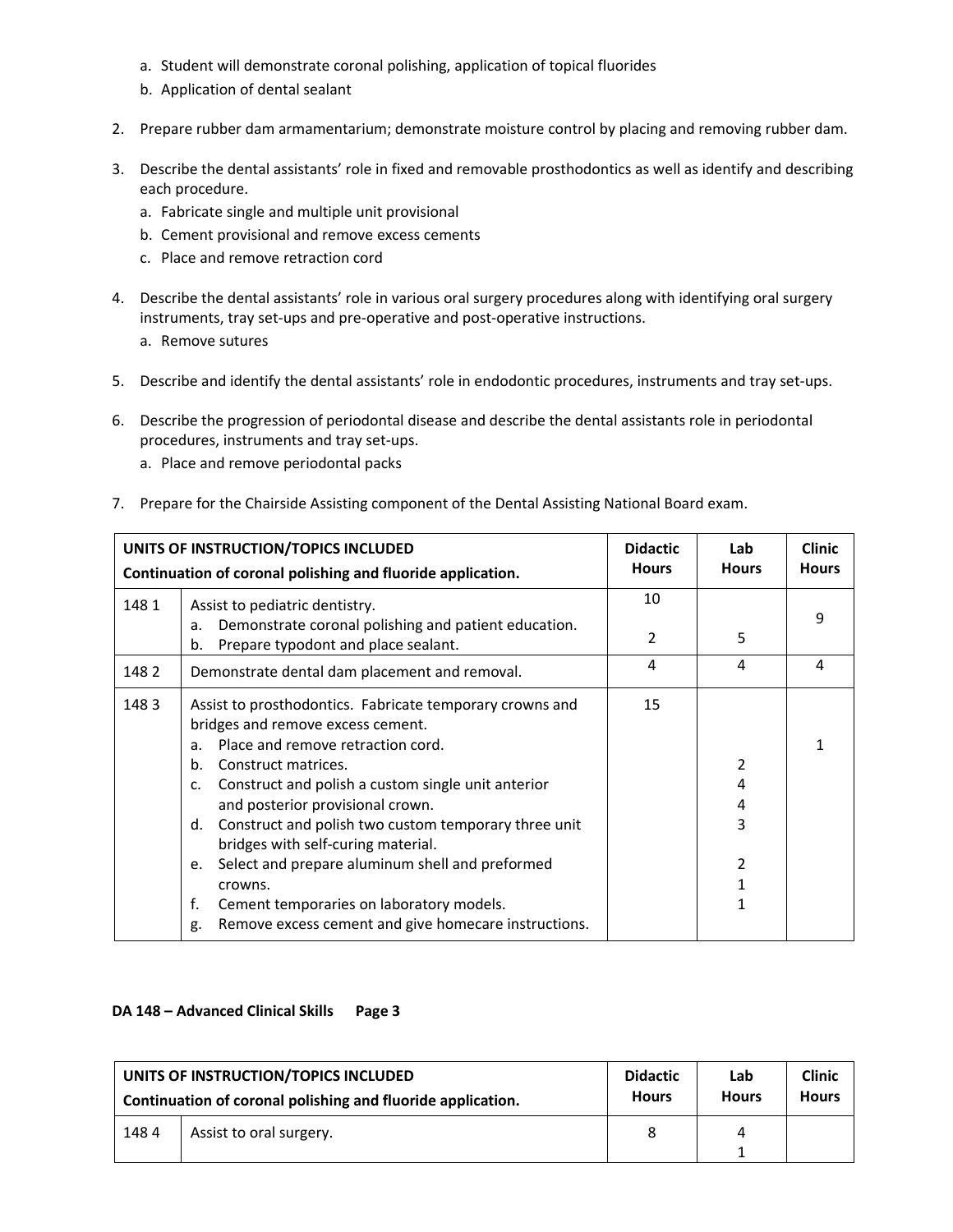a. Student will demonstrate coronal polishing, application of topical fluorides
b. Application of dental sealant

2. Prepare rubber dam armamentarium; demonstrate moisture control by placing and removing rubber dam.

3. Describe the dental assistants' role in fixed and removable prosthodontics as well as identify and describing each procedure.
   a. Fabricate single and multiple unit provisional
   b. Cement provisional and remove excess cements
   c. Place and remove retraction cord

4. Describe the dental assistants' role in various oral surgery procedures along with identifying oral surgery instruments, tray set-ups and pre-operative and post-operative instructions.
   a. Remove sutures

5. Describe and identify the dental assistants' role in endodontic procedures, instruments and tray set-ups.

6. Describe the progression of periodontal disease and describe the dental assistants role in periodontal procedures, instruments and tray set-ups.
   a. Place and remove periodontal packs

7. Prepare for the Chairside Assisting component of the Dental Assisting National Board exam.

| UNITS OF INSTRUCTION/TOPICS INCLUDED<br>Continuation of coronal polishing and fluoride application. | | Didactic Hours | Lab Hours | Clinic Hours |
|---|---|---|---|---|
| 148 1 | Assist to pediatric dentistry. | 10 | | |
| | a. Demonstrate coronal polishing and patient education. | | | 9 |
| | b. Prepare typodont and place sealant. | 2 | 5 | |
| 148 2 | Demonstrate dental dam placement and removal. | 4 | 4 | 4 |
| 148 3 | Assist to prosthodontics. Fabricate temporary crowns and bridges and remove excess cement. | 15 | | |
| | a. Place and remove retraction cord. | | | 1 |
| | b. Construct matrices. | | 2 | |
| | c. Construct and polish a custom single unit anterior and posterior provisional crown. | | 4<br>4 | |
| | d. Construct and polish two custom temporary three unit bridges with self-curing material. | | 3 | |
| | e. Select and prepare aluminum shell and preformed crowns. | | 2<br>1 | |
| | f. Cement temporaries on laboratory models. | | 1 | |
| | g. Remove excess cement and give homecare instructions. | | | |
| 148 4 | Assist to oral surgery. | 8 | 4<br>1 | |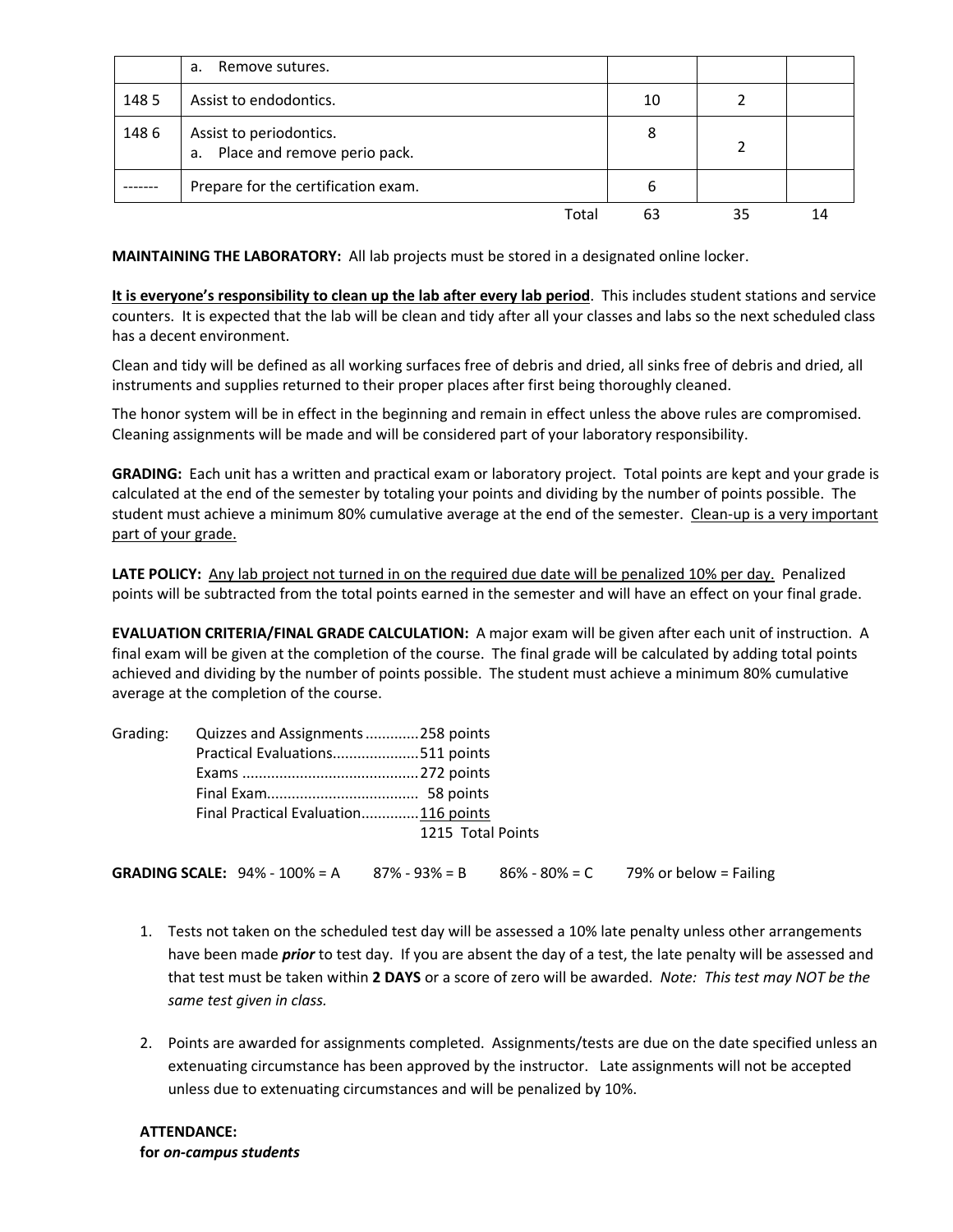| | | | | |
|---|---|---|---|---|
| | a. Remove sutures. | | | |
| 148 5 | Assist to endodontics. | 10 | 2 | |
| 148 6 | Assist to periodontics.<br>a. Place and remove perio pack. | 8 | 2 | |
| ------- | Prepare for the certification exam. | 6 | | |
| | Total | 63 | 35 | 14 |

**MAINTAINING THE LABORATORY:** All lab projects must be stored in a designated online locker.

**It is everyone's responsibility to clean up the lab after every lab period**. This includes student stations and service counters. It is expected that the lab will be clean and tidy after all your classes and labs so the next scheduled class has a decent environment.

Clean and tidy will be defined as all working surfaces free of debris and dried, all sinks free of debris and dried, all instruments and supplies returned to their proper places after first being thoroughly cleaned.

The honor system will be in effect in the beginning and remain in effect unless the above rules are compromised. Cleaning assignments will be made and will be considered part of your laboratory responsibility.

**GRADING:** Each unit has a written and practical exam or laboratory project. Total points are kept and your grade is calculated at the end of the semester by totaling your points and dividing by the number of points possible. The student must achieve a minimum 80% cumulative average at the end of the semester. Clean-up is a very important part of your grade.

**LATE POLICY:** Any lab project not turned in on the required due date will be penalized 10% per day. Penalized points will be subtracted from the total points earned in the semester and will have an effect on your final grade.

**EVALUATION CRITERIA/FINAL GRADE CALCULATION:** A major exam will be given after each unit of instruction. A final exam will be given at the completion of the course. The final grade will be calculated by adding total points achieved and dividing by the number of points possible. The student must achieve a minimum 80% cumulative average at the completion of the course.

Grading:
- Quizzes and Assignments ............ 258 points
- Practical Evaluations..................... 511 points
- Exams .......................................... 272 points
- Final Exam.................................... 58 points
- Final Practical Evaluation............. 116 points
- 1215 Total Points

**GRADING SCALE:** 94% - 100% = A  87% - 93% = B  86% - 80% = C  79% or below = Failing

1. Tests not taken on the scheduled test day will be assessed a 10% late penalty unless other arrangements have been made ***prior*** to test day. If you are absent the day of a test, the late penalty will be assessed and that test must be taken within **2 DAYS** or a score of zero will be awarded. *Note: This test may NOT be the same test given in class.*

2. Points are awarded for assignments completed. Assignments/tests are due on the date specified unless an extenuating circumstance has been approved by the instructor. Late assignments will not be accepted unless due to extenuating circumstances and will be penalized by 10%.

**ATTENDANCE:**
**for *on-campus students***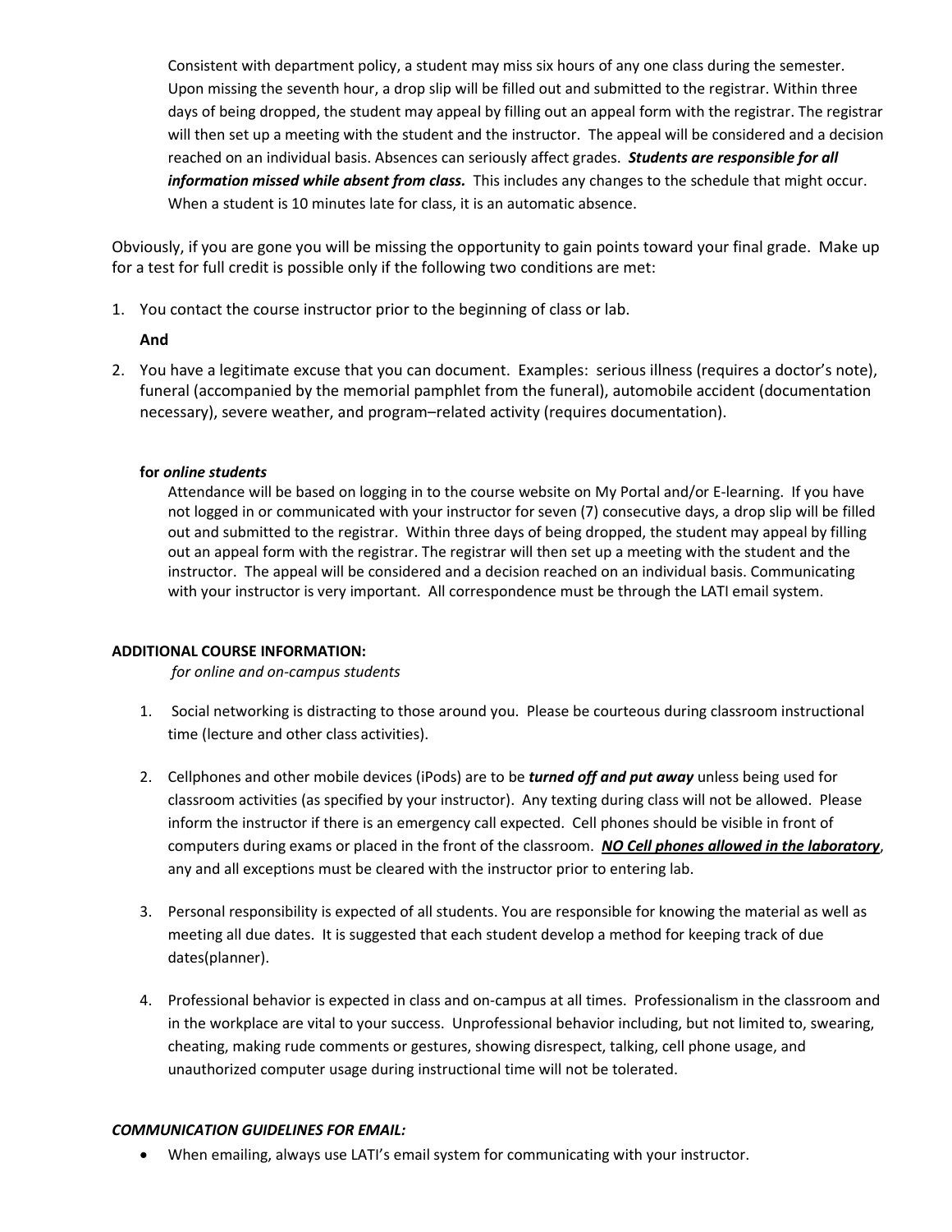Consistent with department policy, a student may miss six hours of any one class during the semester. Upon missing the seventh hour, a drop slip will be filled out and submitted to the registrar. Within three days of being dropped, the student may appeal by filling out an appeal form with the registrar. The registrar will then set up a meeting with the student and the instructor. The appeal will be considered and a decision reached on an individual basis. Absences can seriously affect grades. ***Students are responsible for all information missed while absent from class.*** This includes any changes to the schedule that might occur. When a student is 10 minutes late for class, it is an automatic absence.

Obviously, if you are gone you will be missing the opportunity to gain points toward your final grade. Make up for a test for full credit is possible only if the following two conditions are met:

1. You contact the course instructor prior to the beginning of class or lab.

   **And**

2. You have a legitimate excuse that you can document. Examples: serious illness (requires a doctor's note), funeral (accompanied by the memorial pamphlet from the funeral), automobile accident (documentation necessary), severe weather, and program–related activity (requires documentation).

**for *online students***

Attendance will be based on logging in to the course website on My Portal and/or E-learning. If you have not logged in or communicated with your instructor for seven (7) consecutive days, a drop slip will be filled out and submitted to the registrar. Within three days of being dropped, the student may appeal by filling out an appeal form with the registrar. The registrar will then set up a meeting with the student and the instructor. The appeal will be considered and a decision reached on an individual basis. Communicating with your instructor is very important. All correspondence must be through the LATI email system.

**ADDITIONAL COURSE INFORMATION:**

*for online and on-campus students*

1. Social networking is distracting to those around you. Please be courteous during classroom instructional time (lecture and other class activities).

2. Cellphones and other mobile devices (iPods) are to be ***turned off and put away*** unless being used for classroom activities (as specified by your instructor). Any texting during class will not be allowed. Please inform the instructor if there is an emergency call expected. Cell phones should be visible in front of computers during exams or placed in the front of the classroom. ***<u>NO Cell phones allowed in the laboratory</u>***, any and all exceptions must be cleared with the instructor prior to entering lab.

3. Personal responsibility is expected of all students. You are responsible for knowing the material as well as meeting all due dates. It is suggested that each student develop a method for keeping track of due dates(planner).

4. Professional behavior is expected in class and on-campus at all times. Professionalism in the classroom and in the workplace are vital to your success. Unprofessional behavior including, but not limited to, swearing, cheating, making rude comments or gestures, showing disrespect, talking, cell phone usage, and unauthorized computer usage during instructional time will not be tolerated.

***COMMUNICATION GUIDELINES FOR EMAIL:***

- When emailing, always use LATI's email system for communicating with your instructor.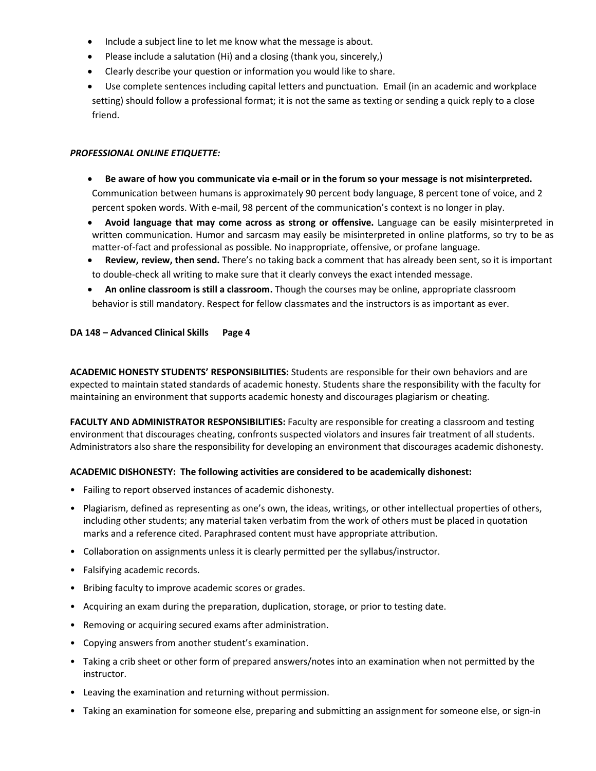- Include a subject line to let me know what the message is about.
- Please include a salutation (Hi) and a closing (thank you, sincerely,)
- Clearly describe your question or information you would like to share.
- Use complete sentences including capital letters and punctuation. Email (in an academic and workplace setting) should follow a professional format; it is not the same as texting or sending a quick reply to a close friend.

***PROFESSIONAL ONLINE ETIQUETTE:***

- **Be aware of how you communicate via e-mail or in the forum so your message is not misinterpreted.** Communication between humans is approximately 90 percent body language, 8 percent tone of voice, and 2 percent spoken words. With e-mail, 98 percent of the communication's context is no longer in play.
- **Avoid language that may come across as strong or offensive.** Language can be easily misinterpreted in written communication. Humor and sarcasm may easily be misinterpreted in online platforms, so try to be as matter-of-fact and professional as possible. No inappropriate, offensive, or profane language.
- **Review, review, then send.** There's no taking back a comment that has already been sent, so it is important to double-check all writing to make sure that it clearly conveys the exact intended message.
- **An online classroom is still a classroom.** Though the courses may be online, appropriate classroom behavior is still mandatory. Respect for fellow classmates and the instructors is as important as ever.

**ACADEMIC HONESTY STUDENTS' RESPONSIBILITIES:** Students are responsible for their own behaviors and are expected to maintain stated standards of academic honesty. Students share the responsibility with the faculty for maintaining an environment that supports academic honesty and discourages plagiarism or cheating.

**FACULTY AND ADMINISTRATOR RESPONSIBILITIES:** Faculty are responsible for creating a classroom and testing environment that discourages cheating, confronts suspected violators and insures fair treatment of all students. Administrators also share the responsibility for developing an environment that discourages academic dishonesty.

**ACADEMIC DISHONESTY: The following activities are considered to be academically dishonest:**

- Failing to report observed instances of academic dishonesty.
- Plagiarism, defined as representing as one's own, the ideas, writings, or other intellectual properties of others, including other students; any material taken verbatim from the work of others must be placed in quotation marks and a reference cited. Paraphrased content must have appropriate attribution.
- Collaboration on assignments unless it is clearly permitted per the syllabus/instructor.
- Falsifying academic records.
- Bribing faculty to improve academic scores or grades.
- Acquiring an exam during the preparation, duplication, storage, or prior to testing date.
- Removing or acquiring secured exams after administration.
- Copying answers from another student's examination.
- Taking a crib sheet or other form of prepared answers/notes into an examination when not permitted by the instructor.
- Leaving the examination and returning without permission.
- Taking an examination for someone else, preparing and submitting an assignment for someone else, or sign-in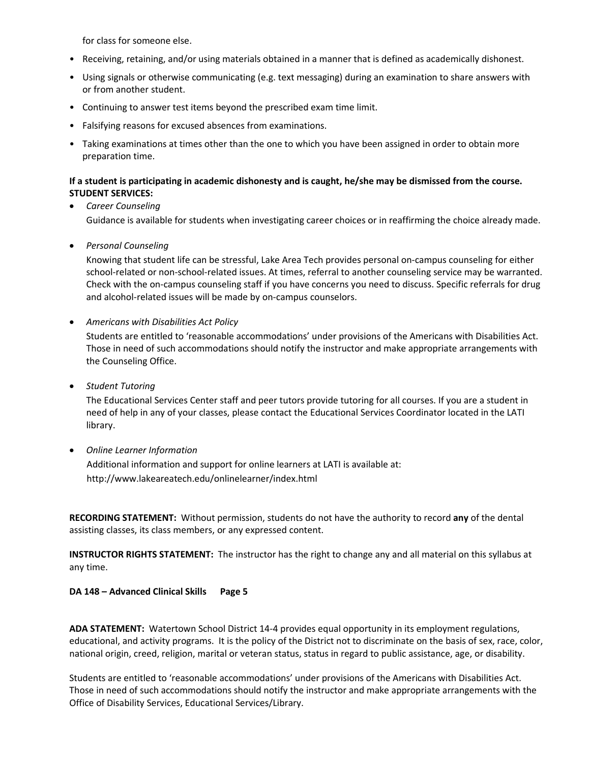for class for someone else.

- Receiving, retaining, and/or using materials obtained in a manner that is defined as academically dishonest.
- Using signals or otherwise communicating (e.g. text messaging) during an examination to share answers with or from another student.
- Continuing to answer test items beyond the prescribed exam time limit.
- Falsifying reasons for excused absences from examinations.
- Taking examinations at times other than the one to which you have been assigned in order to obtain more preparation time.

**If a student is participating in academic dishonesty and is caught, he/she may be dismissed from the course.**
**STUDENT SERVICES:**

- *Career Counseling*
  Guidance is available for students when investigating career choices or in reaffirming the choice already made.

- *Personal Counseling*
  Knowing that student life can be stressful, Lake Area Tech provides personal on-campus counseling for either school-related or non-school-related issues. At times, referral to another counseling service may be warranted. Check with the on-campus counseling staff if you have concerns you need to discuss. Specific referrals for drug and alcohol-related issues will be made by on-campus counselors.

- *Americans with Disabilities Act Policy*
  Students are entitled to 'reasonable accommodations' under provisions of the Americans with Disabilities Act. Those in need of such accommodations should notify the instructor and make appropriate arrangements with the Counseling Office.

- *Student Tutoring*
  The Educational Services Center staff and peer tutors provide tutoring for all courses. If you are a student in need of help in any of your classes, please contact the Educational Services Coordinator located in the LATI library.

- *Online Learner Information*
  Additional information and support for online learners at LATI is available at:
  http://www.lakeareatech.edu/onlinelearner/index.html

**RECORDING STATEMENT:** Without permission, students do not have the authority to record **any** of the dental assisting classes, its class members, or any expressed content.

**INSTRUCTOR RIGHTS STATEMENT:** The instructor has the right to change any and all material on this syllabus at any time.

**ADA STATEMENT:** Watertown School District 14-4 provides equal opportunity in its employment regulations, educational, and activity programs. It is the policy of the District not to discriminate on the basis of sex, race, color, national origin, creed, religion, marital or veteran status, status in regard to public assistance, age, or disability.

Students are entitled to 'reasonable accommodations' under provisions of the Americans with Disabilities Act. Those in need of such accommodations should notify the instructor and make appropriate arrangements with the Office of Disability Services, Educational Services/Library.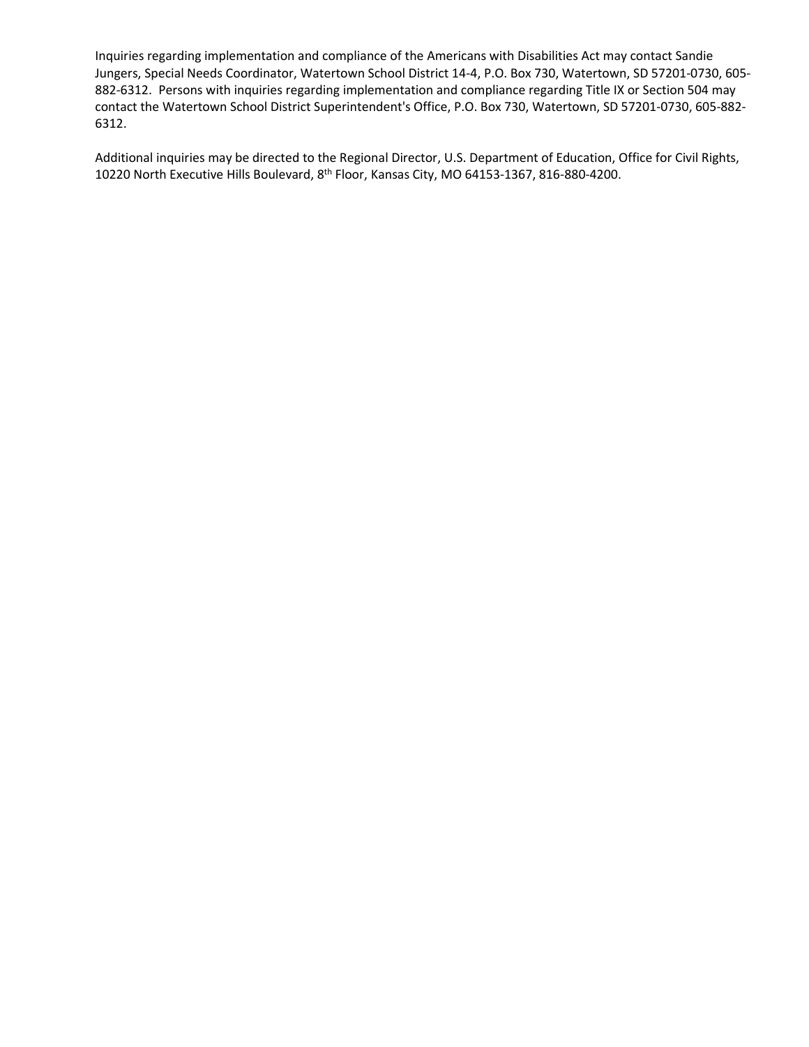Inquiries regarding implementation and compliance of the Americans with Disabilities Act may contact Sandie Jungers, Special Needs Coordinator, Watertown School District 14-4, P.O. Box 730, Watertown, SD 57201-0730, 605-882-6312. Persons with inquiries regarding implementation and compliance regarding Title IX or Section 504 may contact the Watertown School District Superintendent's Office, P.O. Box 730, Watertown, SD 57201-0730, 605-882-6312.

Additional inquiries may be directed to the Regional Director, U.S. Department of Education, Office for Civil Rights, 10220 North Executive Hills Boulevard, 8th Floor, Kansas City, MO 64153-1367, 816-880-4200.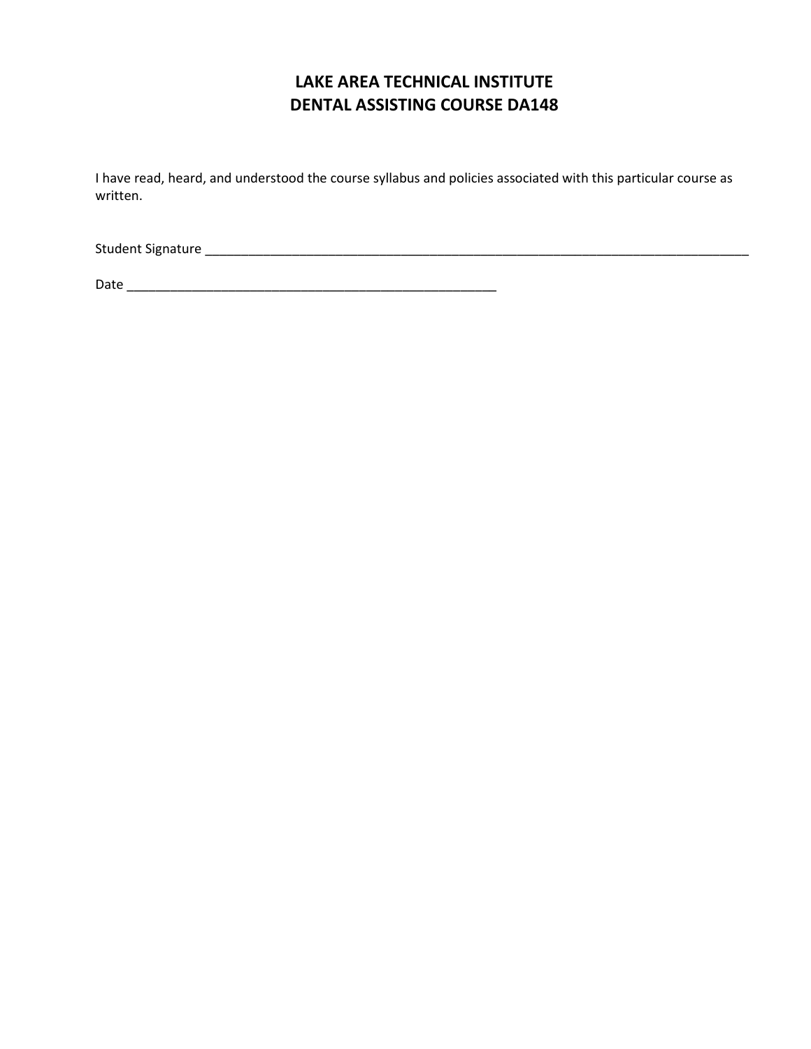# LAKE AREA TECHNICAL INSTITUTE
# DENTAL ASSISTING COURSE DA148

I have read, heard, and understood the course syllabus and policies associated with this particular course as written.

Student Signature ___________________________________________________________________________

Date ________________________________________________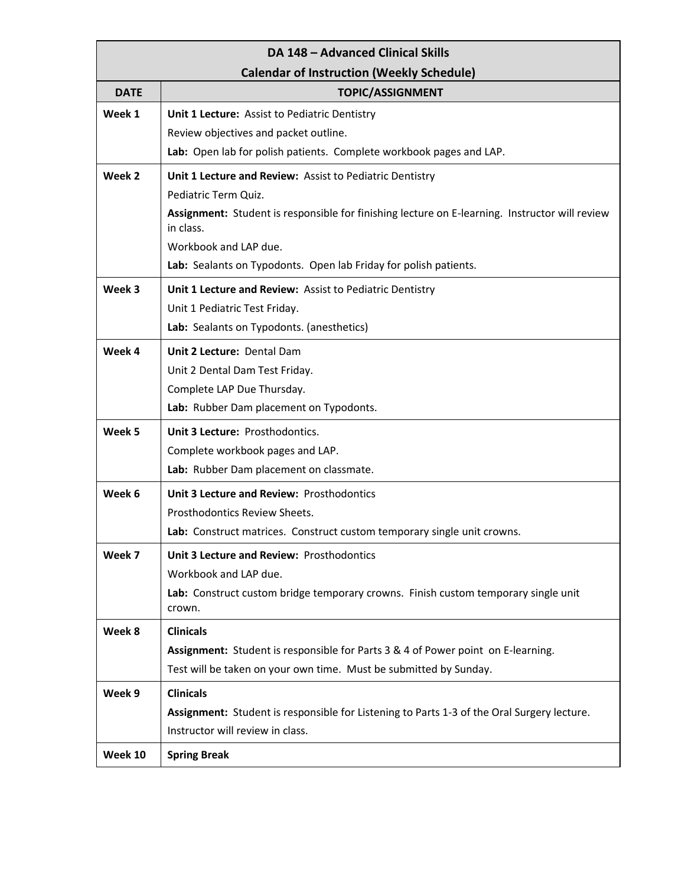| DA 148 – Advanced Clinical Skills<br>Calendar of Instruction (Weekly Schedule) | |
|---|---|
| **DATE** | **TOPIC/ASSIGNMENT** |
| **Week 1** | **Unit 1 Lecture:** Assist to Pediatric Dentistry<br>Review objectives and packet outline.<br>**Lab:** Open lab for polish patients. Complete workbook pages and LAP. |
| **Week 2** | **Unit 1 Lecture and Review:** Assist to Pediatric Dentistry<br>Pediatric Term Quiz.<br>**Assignment:** Student is responsible for finishing lecture on E-learning. Instructor will review in class.<br>Workbook and LAP due.<br>**Lab:** Sealants on Typodonts. Open lab Friday for polish patients. |
| **Week 3** | **Unit 1 Lecture and Review:** Assist to Pediatric Dentistry<br>Unit 1 Pediatric Test Friday.<br>**Lab:** Sealants on Typodonts. (anesthetics) |
| **Week 4** | **Unit 2 Lecture:** Dental Dam<br>Unit 2 Dental Dam Test Friday.<br>Complete LAP Due Thursday.<br>**Lab:** Rubber Dam placement on Typodonts. |
| **Week 5** | **Unit 3 Lecture:** Prosthodontics.<br>Complete workbook pages and LAP.<br>**Lab:** Rubber Dam placement on classmate. |
| **Week 6** | **Unit 3 Lecture and Review:** Prosthodontics<br>Prosthodontics Review Sheets.<br>**Lab:** Construct matrices. Construct custom temporary single unit crowns. |
| **Week 7** | **Unit 3 Lecture and Review:** Prosthodontics<br>Workbook and LAP due.<br>**Lab:** Construct custom bridge temporary crowns. Finish custom temporary single unit crown. |
| **Week 8** | **Clinicals**<br>**Assignment:** Student is responsible for Parts 3 & 4 of Power point on E-learning.<br>Test will be taken on your own time. Must be submitted by Sunday. |
| **Week 9** | **Clinicals**<br>**Assignment:** Student is responsible for Listening to Parts 1-3 of the Oral Surgery lecture.<br>Instructor will review in class. |
| **Week 10** | **Spring Break** |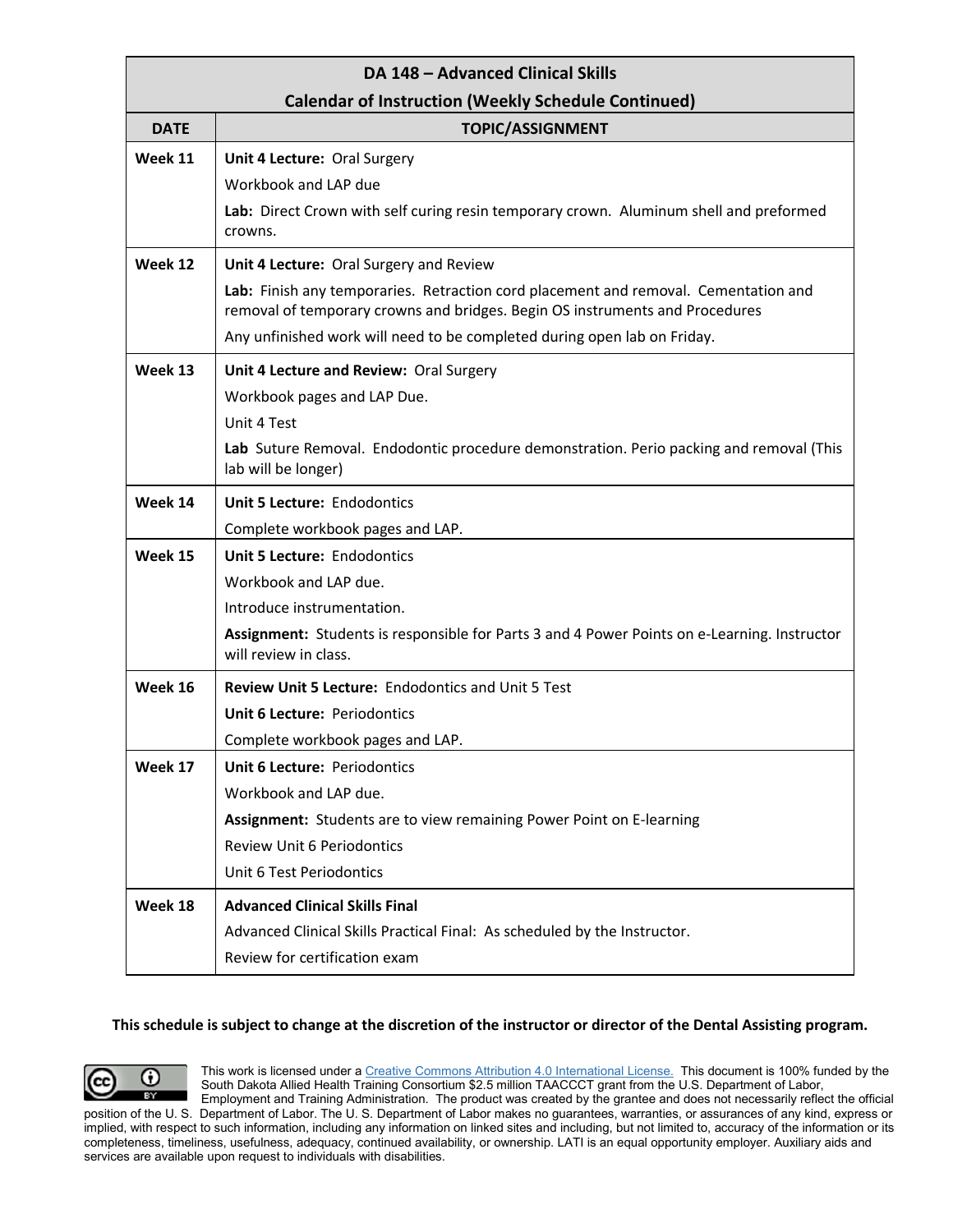| DA 148 – Advanced Clinical Skills<br>Calendar of Instruction (Weekly Schedule Continued) | |
|---|---|
| **DATE** | **TOPIC/ASSIGNMENT** |
| **Week 11** | **Unit 4 Lecture:** Oral Surgery<br>Workbook and LAP due<br>**Lab:** Direct Crown with self curing resin temporary crown. Aluminum shell and preformed crowns. |
| **Week 12** | **Unit 4 Lecture:** Oral Surgery and Review<br>**Lab:** Finish any temporaries. Retraction cord placement and removal. Cementation and removal of temporary crowns and bridges. Begin OS instruments and Procedures<br>Any unfinished work will need to be completed during open lab on Friday. |
| **Week 13** | **Unit 4 Lecture and Review:** Oral Surgery<br>Workbook pages and LAP Due.<br>Unit 4 Test<br>**Lab** Suture Removal. Endodontic procedure demonstration. Perio packing and removal (This lab will be longer) |
| **Week 14** | **Unit 5 Lecture:** Endodontics<br>Complete workbook pages and LAP. |
| **Week 15** | **Unit 5 Lecture:** Endodontics<br>Workbook and LAP due.<br>Introduce instrumentation.<br>**Assignment:** Students is responsible for Parts 3 and 4 Power Points on e-Learning. Instructor will review in class. |
| **Week 16** | **Review Unit 5 Lecture:** Endodontics and Unit 5 Test<br>**Unit 6 Lecture:** Periodontics<br>Complete workbook pages and LAP. |
| **Week 17** | **Unit 6 Lecture:** Periodontics<br>Workbook and LAP due.<br>**Assignment:** Students are to view remaining Power Point on E-learning<br>Review Unit 6 Periodontics<br>Unit 6 Test Periodontics |
| **Week 18** | **Advanced Clinical Skills Final**<br>Advanced Clinical Skills Practical Final: As scheduled by the Instructor.<br>Review for certification exam |

**This schedule is subject to change at the discretion of the instructor or director of the Dental Assisting program.**

This work is licensed under a Creative Commons Attribution 4.0 International License. This document is 100% funded by the South Dakota Allied Health Training Consortium $2.5 million TAACCCT grant from the U.S. Department of Labor, Employment and Training Administration. The product was created by the grantee and does not necessarily reflect the official position of the U. S. Department of Labor. The U. S. Department of Labor makes no guarantees, warranties, or assurances of any kind, express or implied, with respect to such information, including any information on linked sites and including, but not limited to, accuracy of the information or its completeness, timeliness, usefulness, adequacy, continued availability, or ownership. LATI is an equal opportunity employer. Auxiliary aids and services are available upon request to individuals with disabilities.